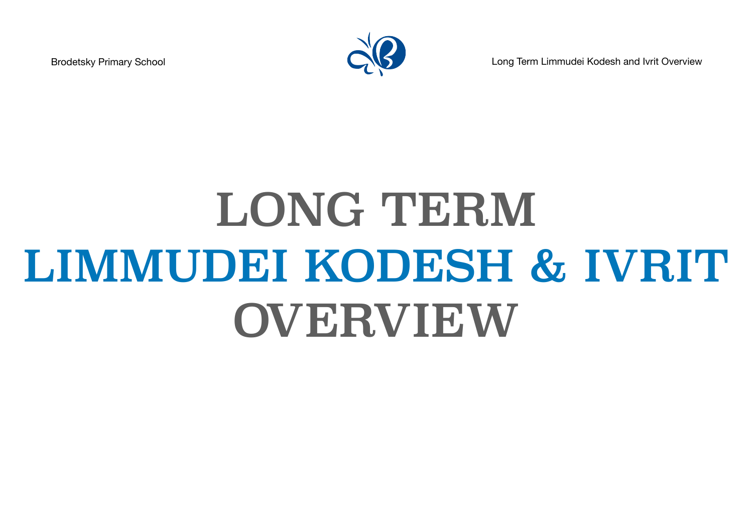# LONG TERM LIMMUDEI KODESH & IVRIT OVERVIEW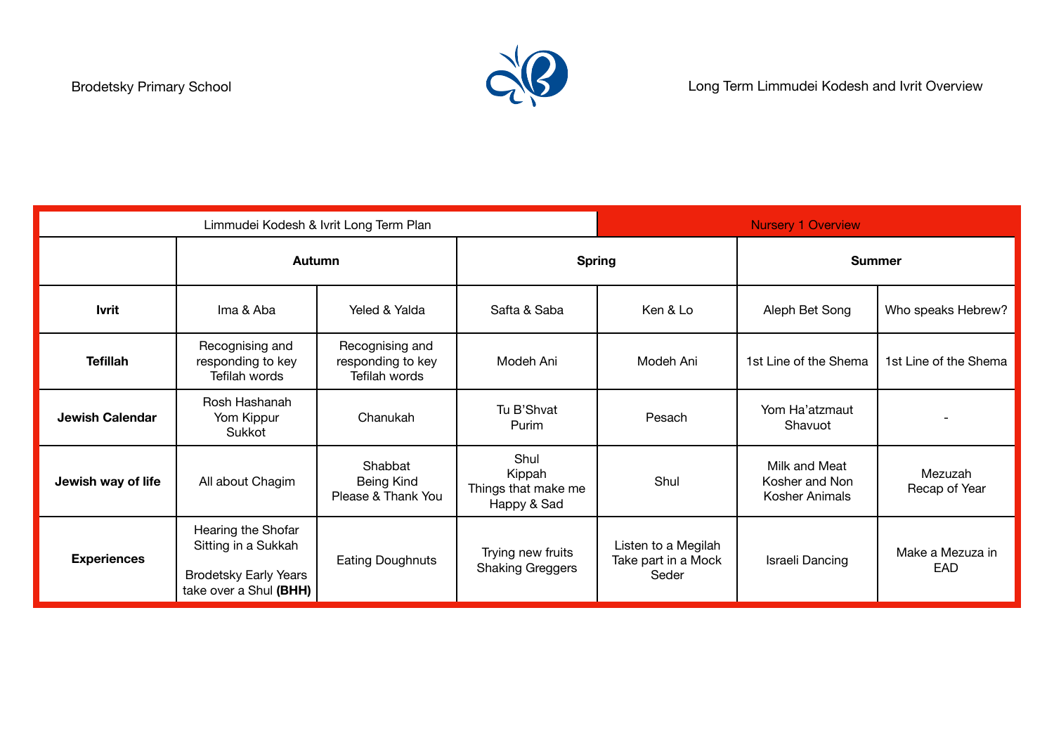Brodetsky Primary School

Long Term Limmudei Kodesh and Ivrit Overview

| Limmudei Kodesh & Ivrit Long Term Plan | | | | Nursery 1 Overview | | |
|---|---|---|---|---|---|---|
| | **Autumn** | | **Spring** | | **Summer** | |
| **Ivrit** | Ima & Aba | Yeled & Yalda | Safta & Saba | Ken & Lo | Aleph Bet Song | Who speaks Hebrew? |
| **Tefillah** | Recognising and responding to key Tefilah words | Recognising and responding to key Tefilah words | Modeh Ani | Modeh Ani | 1st Line of the Shema | 1st Line of the Shema |
| **Jewish Calendar** | Rosh Hashanah<br>Yom Kippur<br>Sukkot | Chanukah | Tu B'Shvat<br>Purim | Pesach | Yom Ha'atzmaut<br>Shavuot | - |
| **Jewish way of life** | All about Chagim | Shabbat<br>Being Kind<br>Please & Thank You | Shul<br>Kippah<br>Things that make me Happy & Sad | Shul | Milk and Meat<br>Kosher and Non Kosher Animals | Mezuzah<br>Recap of Year |
| **Experiences** | Hearing the Shofar<br>Sitting in a Sukkah<br><br>Brodetsky Early Years take over a Shul **(BHH)** | Eating Doughnuts | Trying new fruits<br>Shaking Greggers | Listen to a Megilah<br>Take part in a Mock Seder | Israeli Dancing | Make a Mezuza in EAD |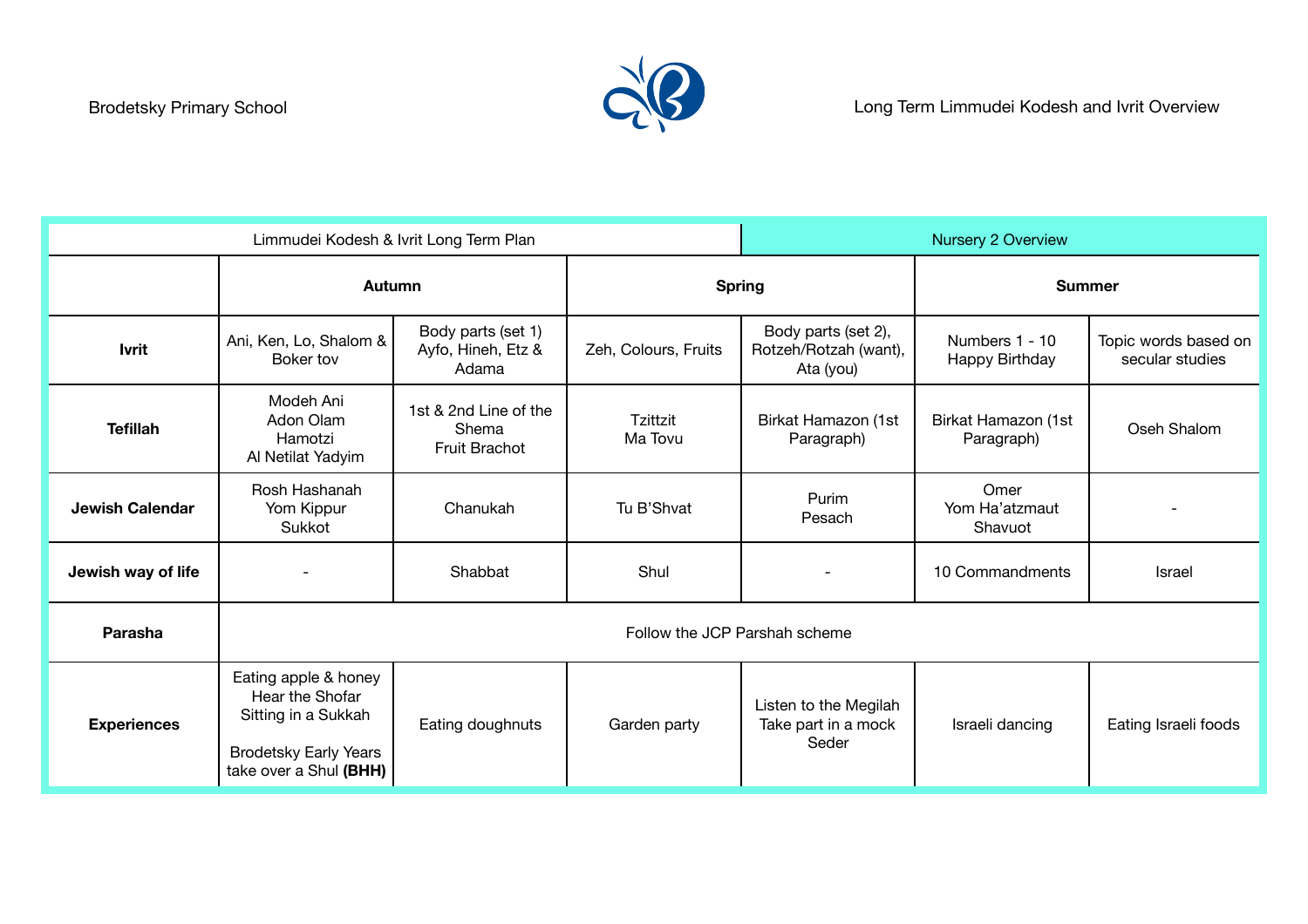Brodetsky Primary School

Long Term Limmudei Kodesh and Ivrit Overview

| Limmudei Kodesh & Ivrit Long Term Plan | | | | Nursery 2 Overview | | |
|---|---|---|---|---|---|---|
| | **Autumn** | | **Spring** | | **Summer** | |
| **Ivrit** | Ani, Ken, Lo, Shalom & Boker tov | Body parts (set 1) Ayfo, Hineh, Etz & Adama | Zeh, Colours, Fruits | Body parts (set 2), Rotzeh/Rotzah (want), Ata (you) | Numbers 1 - 10 Happy Birthday | Topic words based on secular studies |
| **Tefillah** | Modeh Ani<br>Adon Olam<br>Hamotzi<br>Al Netilat Yadyim | 1st & 2nd Line of the Shema<br>Fruit Brachot | Tzittzit<br>Ma Tovu | Birkat Hamazon (1st Paragraph) | Birkat Hamazon (1st Paragraph) | Oseh Shalom |
| **Jewish Calendar** | Rosh Hashanah<br>Yom Kippur<br>Sukkot | Chanukah | Tu B'Shvat | Purim<br>Pesach | Omer<br>Yom Ha'atzmaut<br>Shavuot | - |
| **Jewish way of life** | - | Shabbat | Shul | - | 10 Commandments | Israel |
| **Parasha** | Follow the JCP Parshah scheme | | | | | |
| **Experiences** | Eating apple & honey<br>Hear the Shofar<br>Sitting in a Sukkah<br><br>Brodetsky Early Years take over a Shul **(BHH)** | Eating doughnuts | Garden party | Listen to the Megilah<br>Take part in a mock Seder | Israeli dancing | Eating Israeli foods |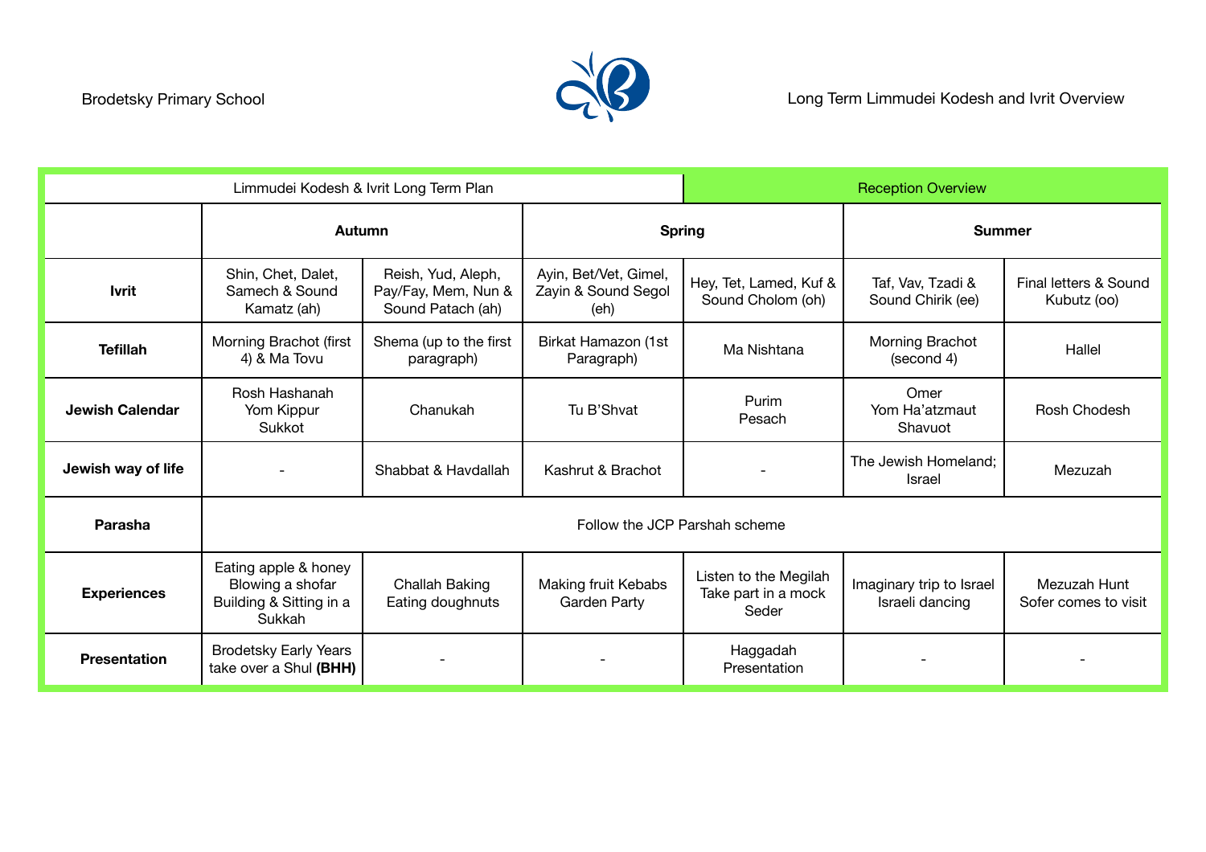Brodetsky Primary School

Long Term Limmudei Kodesh and Ivrit Overview

| Limmudei Kodesh & Ivrit Long Term Plan | | | | Reception Overview | | |
|---|---|---|---|---|---|---|
| | **Autumn** | | **Spring** | | **Summer** | |
| **Ivrit** | Shin, Chet, Dalet, Samech & Sound Kamatz (ah) | Reish, Yud, Aleph, Pay/Fay, Mem, Nun & Sound Patach (ah) | Ayin, Bet/Vet, Gimel, Zayin & Sound Segol (eh) | Hey, Tet, Lamed, Kuf & Sound Cholom (oh) | Taf, Vav, Tzadi & Sound Chirik (ee) | Final letters & Sound Kubutz (oo) |
| **Tefillah** | Morning Brachot (first 4) & Ma Tovu | Shema (up to the first paragraph) | Birkat Hamazon (1st Paragraph) | Ma Nishtana | Morning Brachot (second 4) | Hallel |
| **Jewish Calendar** | Rosh Hashanah<br>Yom Kippur<br>Sukkot | Chanukah | Tu B'Shvat | Purim<br>Pesach | Omer<br>Yom Ha'atzmaut<br>Shavuot | Rosh Chodesh |
| **Jewish way of life** | - | Shabbat & Havdallah | Kashrut & Brachot | - | The Jewish Homeland; Israel | Mezuzah |
| **Parasha** | Follow the JCP Parshah scheme | | | | | |
| **Experiences** | Eating apple & honey<br>Blowing a shofar<br>Building & Sitting in a Sukkah | Challah Baking<br>Eating doughnuts | Making fruit Kebabs<br>Garden Party | Listen to the Megilah<br>Take part in a mock Seder | Imaginary trip to Israel<br>Israeli dancing | Mezuzah Hunt<br>Sofer comes to visit |
| **Presentation** | Brodetsky Early Years take over a Shul **(BHH)** | - | - | Haggadah Presentation | - | - |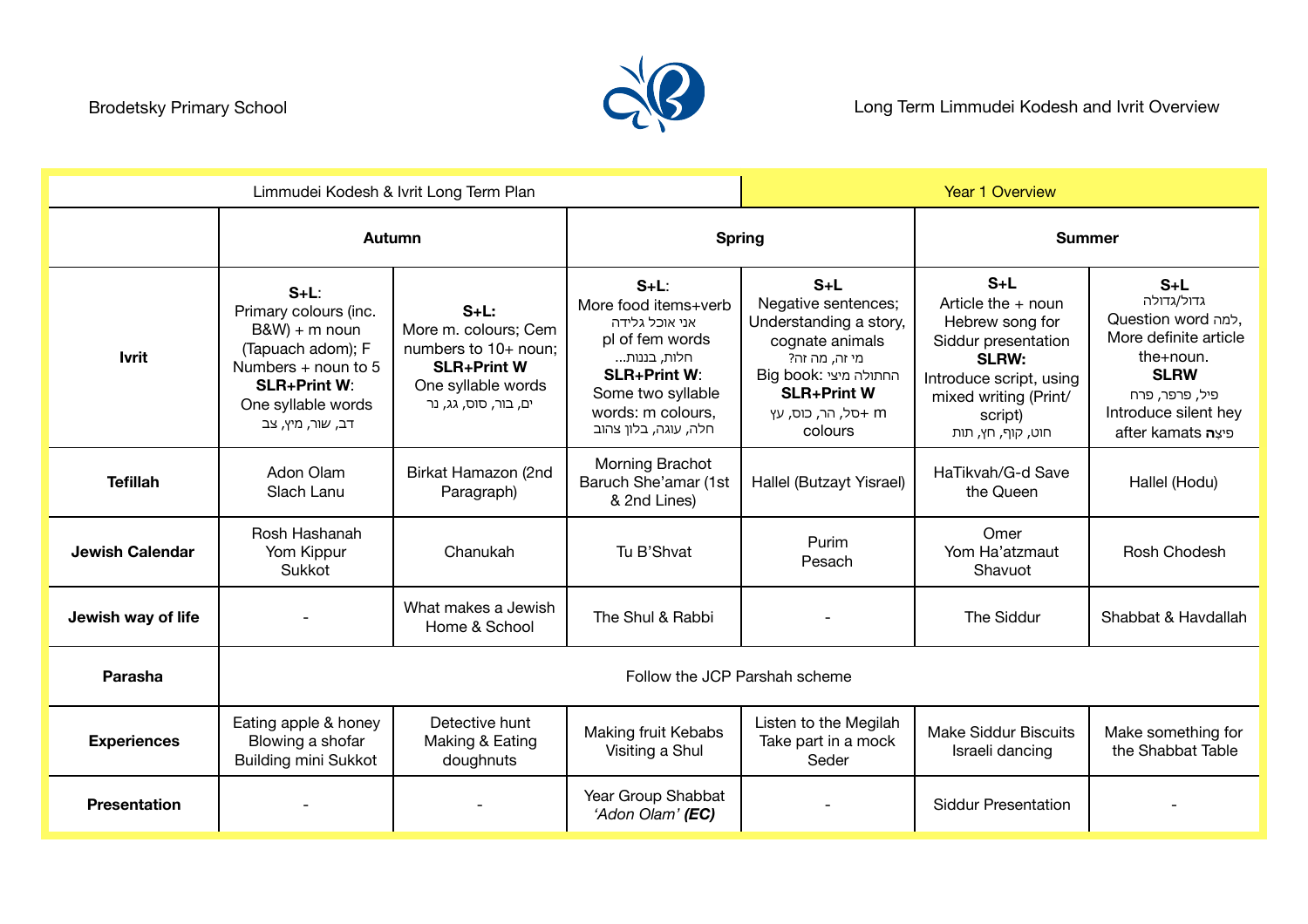Brodetsky Primary School

Long Term Limmudei Kodesh and Ivrit Overview

| Limmudei Kodesh & Ivrit Long Term Plan | | | | Year 1 Overview | | |
|---|---|---|---|---|---|---|
| | **Autumn** | | **Spring** | | **Summer** | |
| **Ivrit** | **S+L**: Primary colours (inc. B&W) + m noun (Tapuach adom); F Numbers + noun to 5 **SLR+Print W**: One syllable words דב, שור, מיץ, צב | **S+L:** More m. colours; Cem numbers to 10+ noun; **SLR+Print W** One syllable words ים, בור, סוס, גג, נר | **S+L**: More food items+verb אני אוכל גלידה pl of fem words חלות, בננות... **SLR+Print W**: Some two syllable words: m colours, חלה, עוגה, בלון צהוב | **S+L** Negative sentences; Understanding a story, cognate animals מי זה, מה זה? Big book: החתולה מיצי **SLR+Print W** סל, הר, כוס, עץ + m colours | **S+L** Article the + noun Hebrew song for Siddur presentation **SLRW:** Introduce script, using mixed writing (Print/ script) חוט, קוף, חץ, תות | **S+L** גדול/גדולה Question word למה, More definite article the+noun. **SLRW** פיל, פרפר, פרח Introduce silent hey after kamats פיצה |
| **Tefillah** | Adon Olam Slach Lanu | Birkat Hamazon (2nd Paragraph) | Morning Brachot Baruch She'amar (1st & 2nd Lines) | Hallel (Butzayt Yisrael) | HaTikvah/G-d Save the Queen | Hallel (Hodu) |
| **Jewish Calendar** | Rosh Hashanah Yom Kippur Sukkot | Chanukah | Tu B'Shvat | Purim Pesach | Omer Yom Ha'atzmaut Shavuot | Rosh Chodesh |
| **Jewish way of life** | - | What makes a Jewish Home & School | The Shul & Rabbi | - | The Siddur | Shabbat & Havdallah |
| **Parasha** | Follow the JCP Parshah scheme | | | | | |
| **Experiences** | Eating apple & honey Blowing a shofar Building mini Sukkot | Detective hunt Making & Eating doughnuts | Making fruit Kebabs Visiting a Shul | Listen to the Megilah Take part in a mock Seder | Make Siddur Biscuits Israeli dancing | Make something for the Shabbat Table |
| **Presentation** | - | - | Year Group Shabbat *'Adon Olam'* ***(EC)*** | - | Siddur Presentation | - |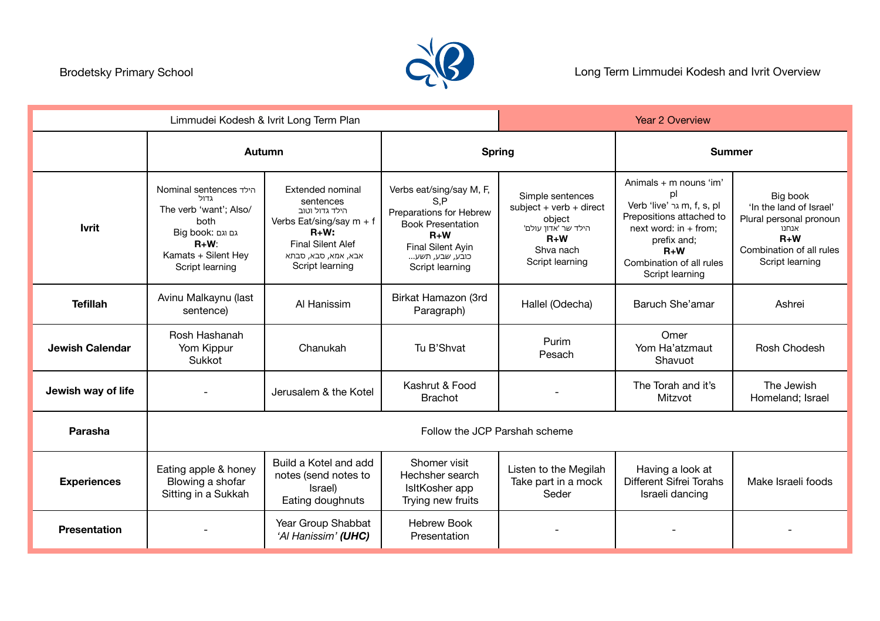Brodetsky Primary School

Long Term Limmudei Kodesh and Ivrit Overview

| Limmudei Kodesh & Ivrit Long Term Plan | | | | Year 2 Overview | | |
|---|---|---|---|---|---|---|
| | **Autumn** | | **Spring** | | **Summer** | |
| **Ivrit** | Nominal sentences הילד גדול<br>The verb 'want'; Also/ both<br>Big book: גם וגם<br>**R+W**:<br>Kamats + Silent Hey<br>Script learning | Extended nominal sentences<br>הילד גדול וטוב<br>Verbs Eat/sing/say m + f<br>**R+W:**<br>Final Silent Alef<br>אבא, אמא, סבא, סבתא<br>Script learning | Verbs eat/sing/say M, F, S,P<br>Preparations for Hebrew Book Presentation<br>**R+W**<br>Final Silent Ayin<br>כובע, שבע, תשע...<br>Script learning | Simple sentences<br>subject + verb + direct object<br>הילד שר 'אדון עולם'<br>**R+W**<br>Shva nach<br>Script learning | Animals + m nouns 'im' pl<br>Verb 'live' גר m, f, s, pl<br>Prepositions attached to next word: in + from; prefix and;<br>**R+W**<br>Combination of all rules<br>Script learning | Big book<br>'In the land of Israel'<br>Plural personal pronoun<br>אנחנו<br>**R+W**<br>Combination of all rules<br>Script learning |
| **Tefillah** | Avinu Malkaynu (last sentence) | Al Hanissim | Birkat Hamazon (3rd Paragraph) | Hallel (Odecha) | Baruch She'amar | Ashrei |
| **Jewish Calendar** | Rosh Hashanah<br>Yom Kippur<br>Sukkot | Chanukah | Tu B'Shvat | Purim<br>Pesach | Omer<br>Yom Ha'atzmaut<br>Shavuot | Rosh Chodesh |
| **Jewish way of life** | - | Jerusalem & the Kotel | Kashrut & Food Brachot | - | The Torah and it's Mitzvot | The Jewish Homeland; Israel |
| **Parasha** | Follow the JCP Parshah scheme | | | | | |
| **Experiences** | Eating apple & honey<br>Blowing a shofar<br>Sitting in a Sukkah | Build a Kotel and add notes (send notes to Israel)<br>Eating doughnuts | Shomer visit<br>Hechsher search<br>IsItKosher app<br>Trying new fruits | Listen to the Megilah<br>Take part in a mock Seder | Having a look at Different Sifrei Torahs<br>Israeli dancing | Make Israeli foods |
| **Presentation** | - | Year Group Shabbat *'Al Hanissim'* ***(UHC)*** | Hebrew Book Presentation | - | - | - |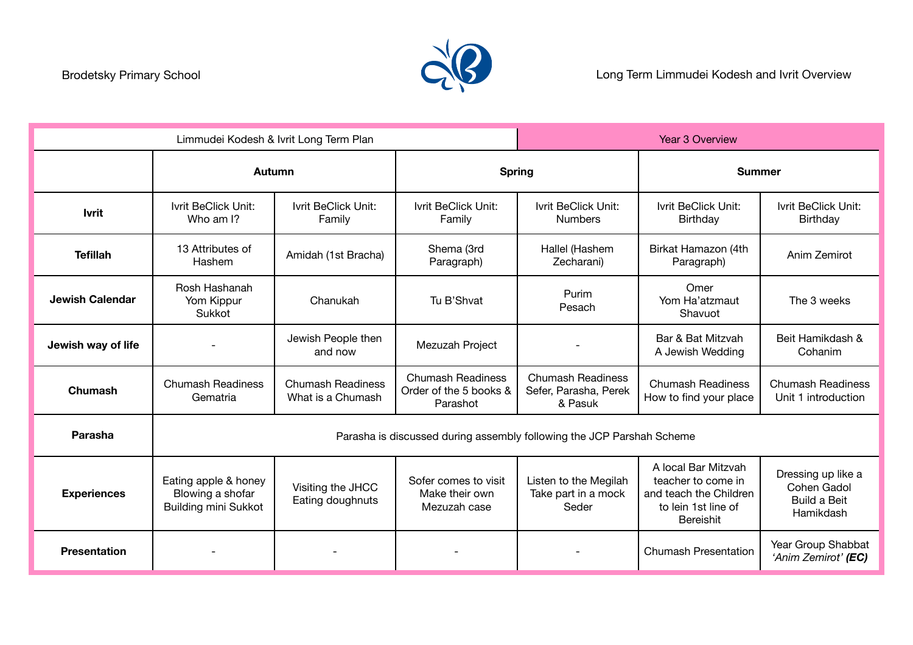Brodetsky Primary School

Long Term Limmudei Kodesh and Ivrit Overview

| Limmudei Kodesh & Ivrit Long Term Plan | | | | Year 3 Overview | | |
|---|---|---|---|---|---|---|
| | **Autumn** | | **Spring** | | **Summer** | |
| **Ivrit** | Ivrit BeClick Unit: Who am I? | Ivrit BeClick Unit: Family | Ivrit BeClick Unit: Family | Ivrit BeClick Unit: Numbers | Ivrit BeClick Unit: Birthday | Ivrit BeClick Unit: Birthday |
| **Tefillah** | 13 Attributes of Hashem | Amidah (1st Bracha) | Shema (3rd Paragraph) | Hallel (Hashem Zecharani) | Birkat Hamazon (4th Paragraph) | Anim Zemirot |
| **Jewish Calendar** | Rosh Hashanah<br>Yom Kippur<br>Sukkot | Chanukah | Tu B'Shvat | Purim<br>Pesach | Omer<br>Yom Ha'atzmaut<br>Shavuot | The 3 weeks |
| **Jewish way of life** | - | Jewish People then and now | Mezuzah Project | - | Bar & Bat Mitzvah<br>A Jewish Wedding | Beit Hamikdash & Cohanim |
| **Chumash** | Chumash Readiness<br>Gematria | Chumash Readiness<br>What is a Chumash | Chumash Readiness<br>Order of the 5 books & Parashot | Chumash Readiness<br>Sefer, Parasha, Perek & Pasuk | Chumash Readiness<br>How to find your place | Chumash Readiness<br>Unit 1 introduction |
| **Parasha** | Parasha is discussed during assembly following the JCP Parshah Scheme | | | | | |
| **Experiences** | Eating apple & honey<br>Blowing a shofar<br>Building mini Sukkot | Visiting the JHCC<br>Eating doughnuts | Sofer comes to visit<br>Make their own Mezuzah case | Listen to the Megilah<br>Take part in a mock Seder | A local Bar Mitzvah teacher to come in and teach the Children to lein 1st line of Bereishit | Dressing up like a Cohen Gadol<br>Build a Beit Hamikdash |
| **Presentation** | - | - | - | - | Chumash Presentation | Year Group Shabbat *'Anim Zemirot'* ***(EC)*** |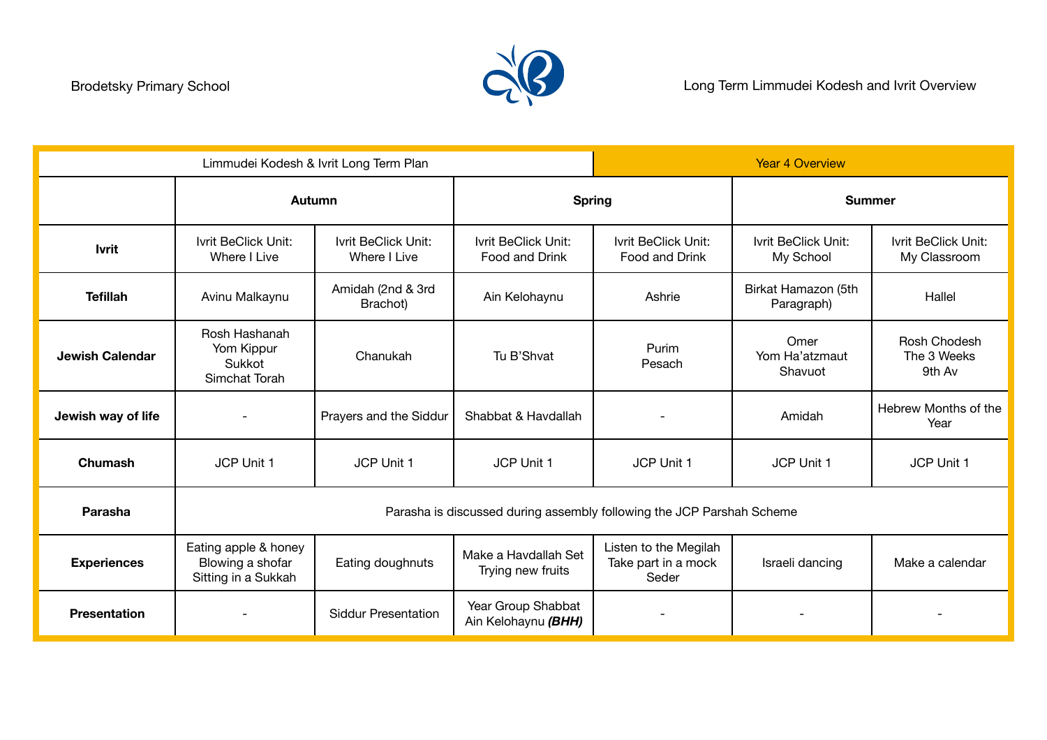Brodetsky Primary School

Long Term Limmudei Kodesh and Ivrit Overview

| Limmudei Kodesh & Ivrit Long Term Plan | | | | Year 4 Overview | | |
|---|---|---|---|---|---|---|
| | **Autumn** | | **Spring** | | **Summer** | |
| **Ivrit** | Ivrit BeClick Unit: Where I Live | Ivrit BeClick Unit: Where I Live | Ivrit BeClick Unit: Food and Drink | Ivrit BeClick Unit: Food and Drink | Ivrit BeClick Unit: My School | Ivrit BeClick Unit: My Classroom |
| **Tefillah** | Avinu Malkaynu | Amidah (2nd & 3rd Brachot) | Ain Kelohaynu | Ashrie | Birkat Hamazon (5th Paragraph) | Hallel |
| **Jewish Calendar** | Rosh Hashanah<br>Yom Kippur<br>Sukkot<br>Simchat Torah | Chanukah | Tu B'Shvat | Purim<br>Pesach | Omer<br>Yom Ha'atzmaut<br>Shavuot | Rosh Chodesh<br>The 3 Weeks<br>9th Av |
| **Jewish way of life** | - | Prayers and the Siddur | Shabbat & Havdallah | - | Amidah | Hebrew Months of the Year |
| **Chumash** | JCP Unit 1 | JCP Unit 1 | JCP Unit 1 | JCP Unit 1 | JCP Unit 1 | JCP Unit 1 |
| **Parasha** | Parasha is discussed during assembly following the JCP Parshah Scheme | | | | | |
| **Experiences** | Eating apple & honey<br>Blowing a shofar<br>Sitting in a Sukkah | Eating doughnuts | Make a Havdallah Set<br>Trying new fruits | Listen to the Megilah<br>Take part in a mock Seder | Israeli dancing | Make a calendar |
| **Presentation** | - | Siddur Presentation | Year Group Shabbat<br>Ain Kelohaynu ***(BHH)*** | - | - | - |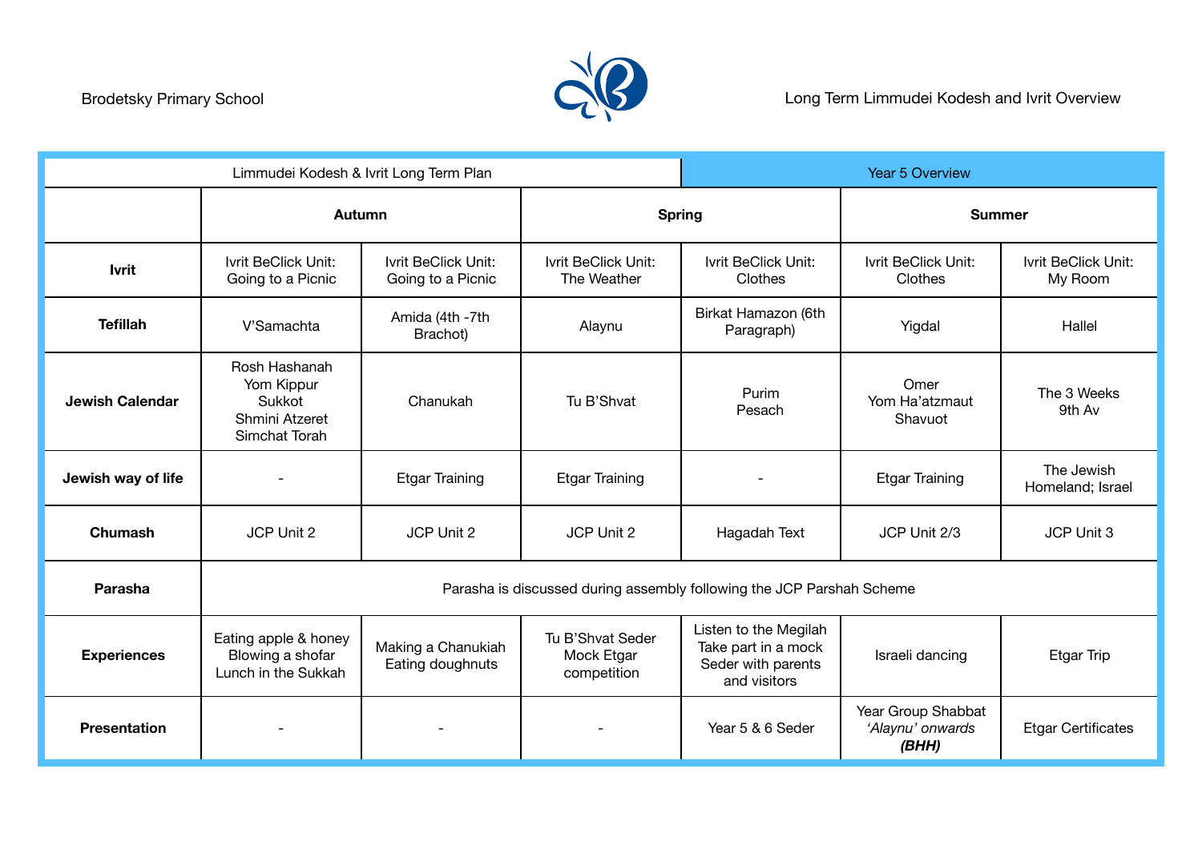Brodetsky Primary School

Long Term Limmudei Kodesh and Ivrit Overview

| Limmudei Kodesh & Ivrit Long Term Plan | | | | Year 5 Overview | | |
|---|---|---|---|---|---|---|
| | **Autumn** | | **Spring** | | **Summer** | |
| **Ivrit** | Ivrit BeClick Unit: Going to a Picnic | Ivrit BeClick Unit: Going to a Picnic | Ivrit BeClick Unit: The Weather | Ivrit BeClick Unit: Clothes | Ivrit BeClick Unit: Clothes | Ivrit BeClick Unit: My Room |
| **Tefillah** | V'Samachta | Amida (4th -7th Brachot) | Alaynu | Birkat Hamazon (6th Paragraph) | Yigdal | Hallel |
| **Jewish Calendar** | Rosh Hashanah<br>Yom Kippur<br>Sukkot<br>Shmini Atzeret<br>Simchat Torah | Chanukah | Tu B'Shvat | Purim<br>Pesach | Omer<br>Yom Ha'atzmaut<br>Shavuot | The 3 Weeks<br>9th Av |
| **Jewish way of life** | - | Etgar Training | Etgar Training | - | Etgar Training | The Jewish Homeland; Israel |
| **Chumash** | JCP Unit 2 | JCP Unit 2 | JCP Unit 2 | Hagadah Text | JCP Unit 2/3 | JCP Unit 3 |
| **Parasha** | Parasha is discussed during assembly following the JCP Parshah Scheme | | | | | |
| **Experiences** | Eating apple & honey<br>Blowing a shofar<br>Lunch in the Sukkah | Making a Chanukiah<br>Eating doughnuts | Tu B'Shvat Seder<br>Mock Etgar competition | Listen to the Megilah<br>Take part in a mock Seder with parents and visitors | Israeli dancing | Etgar Trip |
| **Presentation** | - | - | - | Year 5 & 6 Seder | Year Group Shabbat *'Alaynu' onwards* ***(BHH)*** | Etgar Certificates |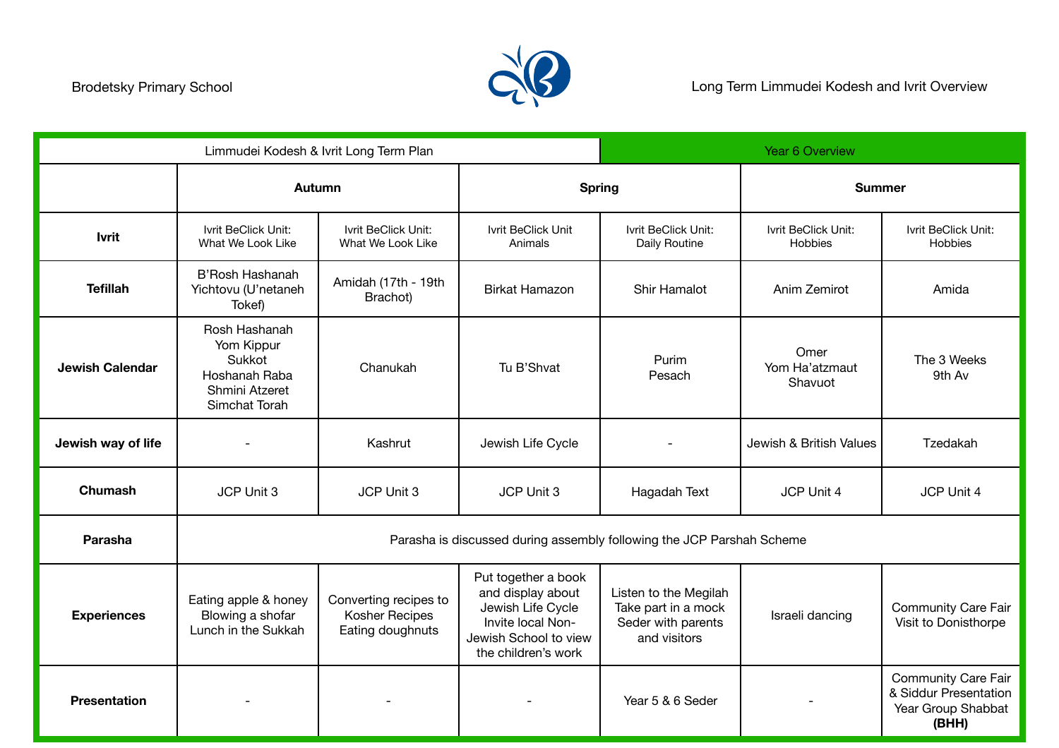Brodetsky Primary School

Long Term Limmudei Kodesh and Ivrit Overview

| Limmudei Kodesh & Ivrit Long Term Plan | | | | Year 6 Overview | | |
|---|---|---|---|---|---|---|
| | **Autumn** | | **Spring** | | **Summer** | |
| **Ivrit** | Ivrit BeClick Unit: What We Look Like | Ivrit BeClick Unit: What We Look Like | Ivrit BeClick Unit Animals | Ivrit BeClick Unit: Daily Routine | Ivrit BeClick Unit: Hobbies | Ivrit BeClick Unit: Hobbies |
| **Tefillah** | B'Rosh Hashanah Yichtovu (U'netaneh Tokef) | Amidah (17th - 19th Brachot) | Birkat Hamazon | Shir Hamalot | Anim Zemirot | Amida |
| **Jewish Calendar** | Rosh Hashanah<br>Yom Kippur<br>Sukkot<br>Hoshanah Raba<br>Shmini Atzeret<br>Simchat Torah | Chanukah | Tu B'Shvat | Purim<br>Pesach | Omer<br>Yom Ha'atzmaut<br>Shavuot | The 3 Weeks<br>9th Av |
| **Jewish way of life** | - | Kashrut | Jewish Life Cycle | - | Jewish & British Values | Tzedakah |
| **Chumash** | JCP Unit 3 | JCP Unit 3 | JCP Unit 3 | Hagadah Text | JCP Unit 4 | JCP Unit 4 |
| **Parasha** | Parasha is discussed during assembly following the JCP Parshah Scheme | | | | | |
| **Experiences** | Eating apple & honey<br>Blowing a shofar<br>Lunch in the Sukkah | Converting recipes to Kosher Recipes<br>Eating doughnuts | Put together a book and display about Jewish Life Cycle<br>Invite local Non-Jewish School to view the children's work | Listen to the Megilah<br>Take part in a mock Seder with parents and visitors | Israeli dancing | Community Care Fair<br>Visit to Donisthorpe |
| **Presentation** | - | - | - | Year 5 & 6 Seder | - | Community Care Fair & Siddur Presentation<br>Year Group Shabbat **(BHH)** |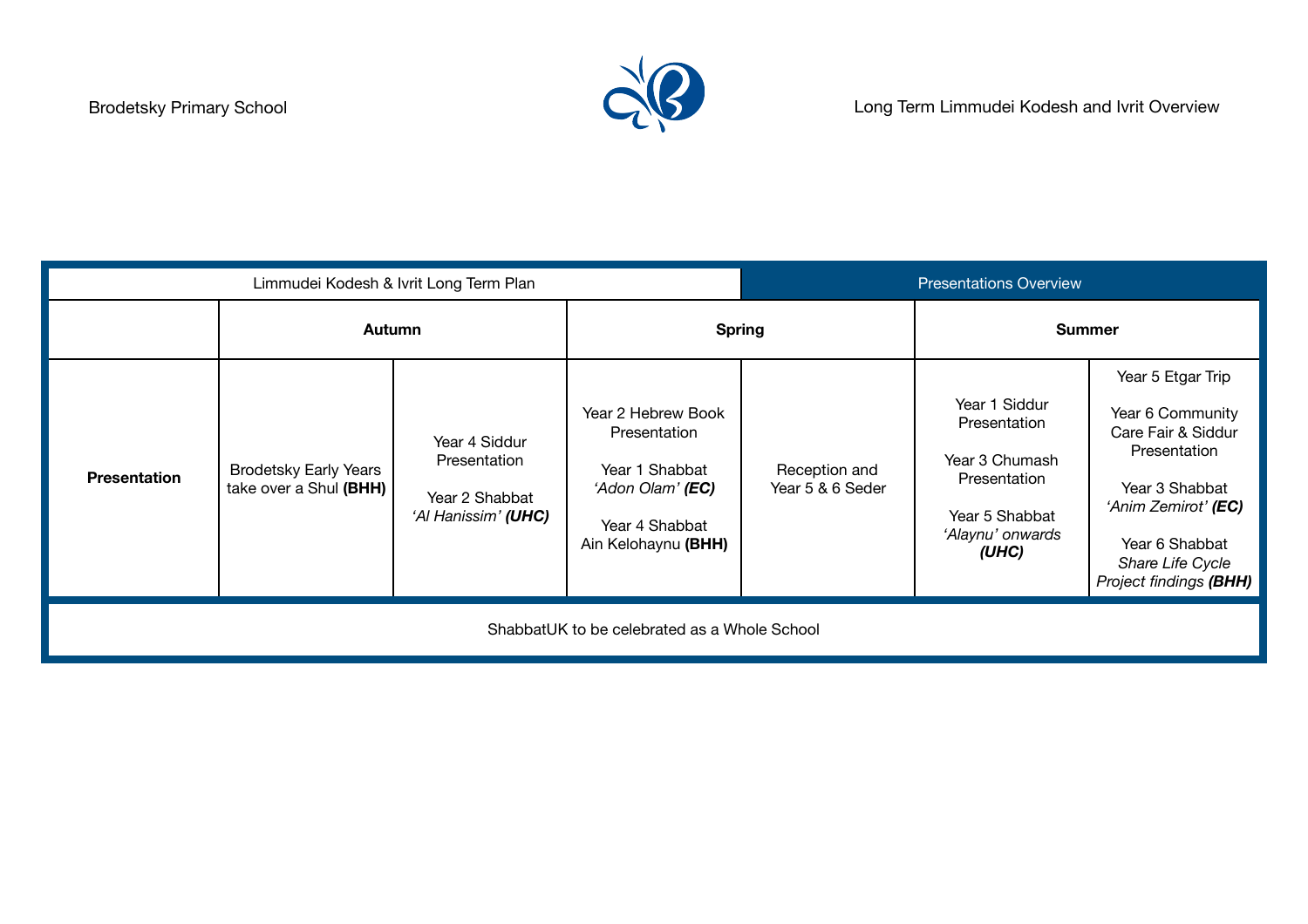Brodetsky Primary School

Long Term Limmudei Kodesh and Ivrit Overview

| Limmudei Kodesh & Ivrit Long Term Plan | | | | | Presentations Overview | |
|---|---|---|---|---|---|---|
| | Autumn | | Spring | | Summer | |
| **Presentation** | Brodetsky Early Years take over a Shul **(BHH)** | Year 4 Siddur Presentation<br><br>Year 2 Shabbat *'Al Hanissim'* ***(UHC)*** | Year 2 Hebrew Book Presentation<br><br>Year 1 Shabbat *'Adon Olam'* ***(EC)***<br><br>Year 4 Shabbat Ain Kelohaynu **(BHH)** | Reception and Year 5 & 6 Seder | Year 1 Siddur Presentation<br><br>Year 3 Chumash Presentation<br><br>Year 5 Shabbat *'Alaynu' onwards* ***(UHC)*** | Year 5 Etgar Trip<br><br>Year 6 Community Care Fair & Siddur Presentation<br><br>Year 3 Shabbat *'Anim Zemirot'* ***(EC)***<br><br>Year 6 Shabbat *Share Life Cycle Project findings* ***(BHH)*** |
| ShabbatUK to be celebrated as a Whole School | | | | | | |